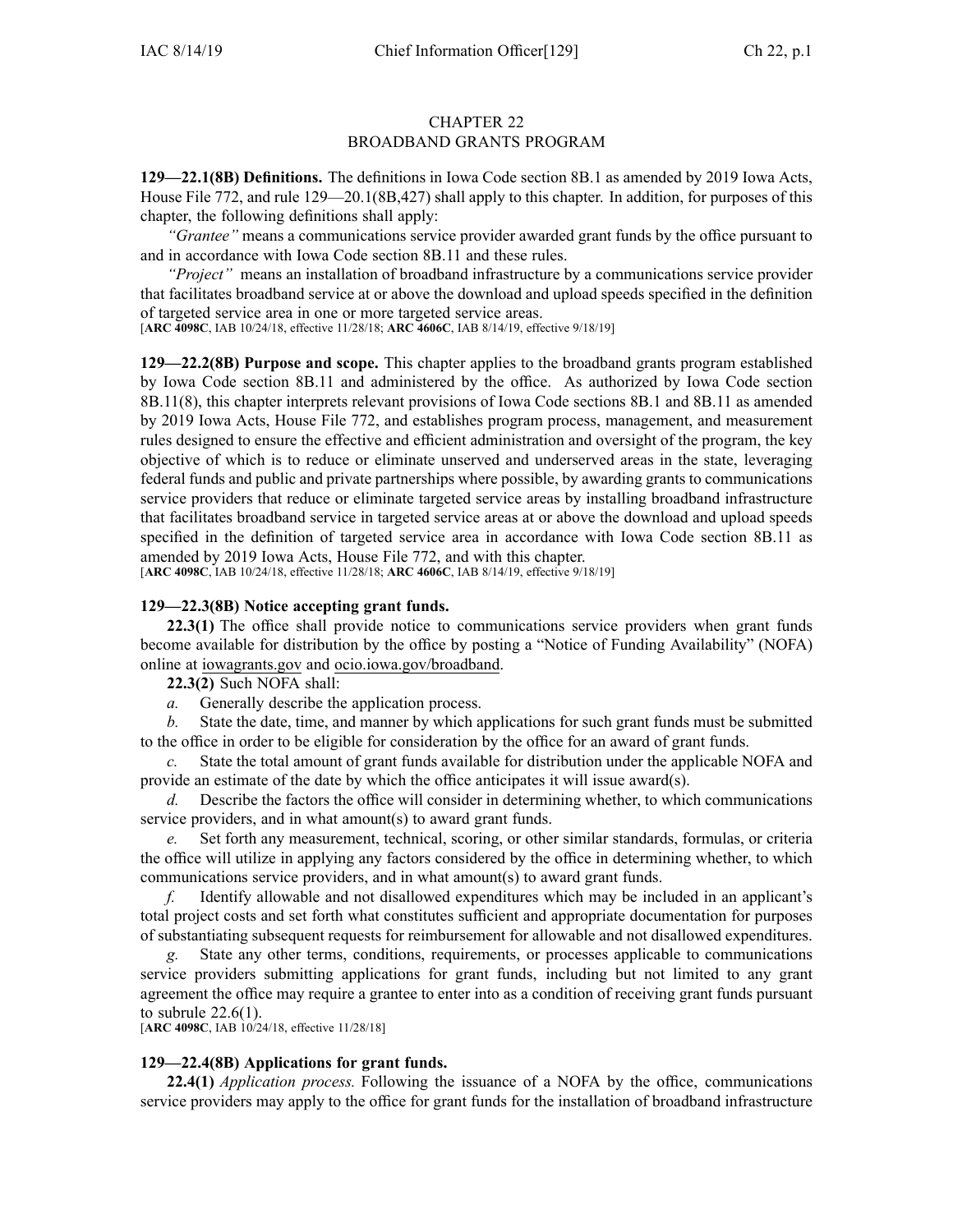# CHAPTER 22
# BROADBAND GRANTS PROGRAM

**129—22.1(8B) Definitions.** The definitions in Iowa Code section 8B.1 as amended by 2019 Iowa Acts, House File 772, and rule 129—20.1(8B,427) shall apply to this chapter. In addition, for purposes of this chapter, the following definitions shall apply:

*"Grantee"* means a communications service provider awarded grant funds by the office pursuant to and in accordance with Iowa Code section 8B.11 and these rules.

*"Project"* means an installation of broadband infrastructure by a communications service provider that facilitates broadband service at or above the download and upload speeds specified in the definition of targeted service area in one or more targeted service areas.

[**ARC 4098C**, IAB 10/24/18, effective 11/28/18; **ARC 4606C**, IAB 8/14/19, effective 9/18/19]

**129—22.2(8B) Purpose and scope.** This chapter applies to the broadband grants program established by Iowa Code section 8B.11 and administered by the office. As authorized by Iowa Code section 8B.11(8), this chapter interprets relevant provisions of Iowa Code sections 8B.1 and 8B.11 as amended by 2019 Iowa Acts, House File 772, and establishes program process, management, and measurement rules designed to ensure the effective and efficient administration and oversight of the program, the key objective of which is to reduce or eliminate unserved and underserved areas in the state, leveraging federal funds and public and private partnerships where possible, by awarding grants to communications service providers that reduce or eliminate targeted service areas by installing broadband infrastructure that facilitates broadband service in targeted service areas at or above the download and upload speeds specified in the definition of targeted service area in accordance with Iowa Code section 8B.11 as amended by 2019 Iowa Acts, House File 772, and with this chapter.

[**ARC 4098C**, IAB 10/24/18, effective 11/28/18; **ARC 4606C**, IAB 8/14/19, effective 9/18/19]

**129—22.3(8B) Notice accepting grant funds.**

**22.3(1)** The office shall provide notice to communications service providers when grant funds become available for distribution by the office by posting a "Notice of Funding Availability" (NOFA) online at iowagrants.gov and ocio.iowa.gov/broadband.

**22.3(2)** Such NOFA shall:

*a.* Generally describe the application process.

*b.* State the date, time, and manner by which applications for such grant funds must be submitted to the office in order to be eligible for consideration by the office for an award of grant funds.

*c.* State the total amount of grant funds available for distribution under the applicable NOFA and provide an estimate of the date by which the office anticipates it will issue award(s).

*d.* Describe the factors the office will consider in determining whether, to which communications service providers, and in what amount(s) to award grant funds.

*e.* Set forth any measurement, technical, scoring, or other similar standards, formulas, or criteria the office will utilize in applying any factors considered by the office in determining whether, to which communications service providers, and in what amount(s) to award grant funds.

*f.* Identify allowable and not disallowed expenditures which may be included in an applicant's total project costs and set forth what constitutes sufficient and appropriate documentation for purposes of substantiating subsequent requests for reimbursement for allowable and not disallowed expenditures.

*g.* State any other terms, conditions, requirements, or processes applicable to communications service providers submitting applications for grant funds, including but not limited to any grant agreement the office may require a grantee to enter into as a condition of receiving grant funds pursuant to subrule 22.6(1).

[**ARC 4098C**, IAB 10/24/18, effective 11/28/18]

**129—22.4(8B) Applications for grant funds.**

**22.4(1)** *Application process.* Following the issuance of a NOFA by the office, communications service providers may apply to the office for grant funds for the installation of broadband infrastructure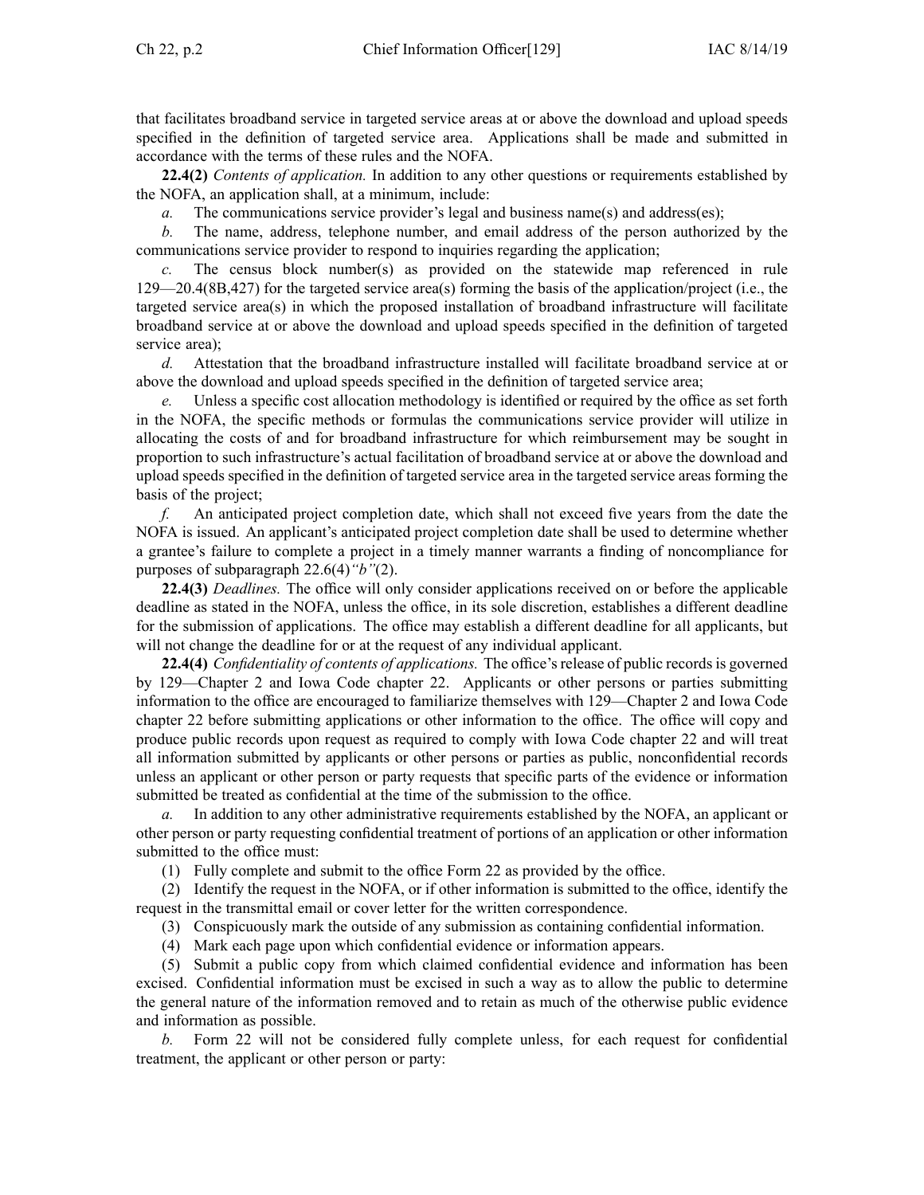that facilitates broadband service in targeted service areas at or above the download and upload speeds specified in the definition of targeted service area. Applications shall be made and submitted in accordance with the terms of these rules and the NOFA.

**22.4(2)** *Contents of application.* In addition to any other questions or requirements established by the NOFA, an application shall, at a minimum, include:

*a.* The communications service provider's legal and business name(s) and address(es);

*b.* The name, address, telephone number, and email address of the person authorized by the communications service provider to respond to inquiries regarding the application;

*c.* The census block number(s) as provided on the statewide map referenced in rule 129—20.4(8B,427) for the targeted service area(s) forming the basis of the application/project (i.e., the targeted service area(s) in which the proposed installation of broadband infrastructure will facilitate broadband service at or above the download and upload speeds specified in the definition of targeted service area);

*d.* Attestation that the broadband infrastructure installed will facilitate broadband service at or above the download and upload speeds specified in the definition of targeted service area;

*e.* Unless a specific cost allocation methodology is identified or required by the office as set forth in the NOFA, the specific methods or formulas the communications service provider will utilize in allocating the costs of and for broadband infrastructure for which reimbursement may be sought in proportion to such infrastructure's actual facilitation of broadband service at or above the download and upload speeds specified in the definition of targeted service area in the targeted service areas forming the basis of the project;

*f.* An anticipated project completion date, which shall not exceed five years from the date the NOFA is issued. An applicant's anticipated project completion date shall be used to determine whether a grantee's failure to complete a project in a timely manner warrants a finding of noncompliance for purposes of subparagraph 22.6(4)*"b"*(2).

**22.4(3)** *Deadlines.* The office will only consider applications received on or before the applicable deadline as stated in the NOFA, unless the office, in its sole discretion, establishes a different deadline for the submission of applications. The office may establish a different deadline for all applicants, but will not change the deadline for or at the request of any individual applicant.

**22.4(4)** *Confidentiality of contents of applications.* The office's release of public records is governed by 129—Chapter 2 and Iowa Code chapter 22. Applicants or other persons or parties submitting information to the office are encouraged to familiarize themselves with 129—Chapter 2 and Iowa Code chapter 22 before submitting applications or other information to the office. The office will copy and produce public records upon request as required to comply with Iowa Code chapter 22 and will treat all information submitted by applicants or other persons or parties as public, nonconfidential records unless an applicant or other person or party requests that specific parts of the evidence or information submitted be treated as confidential at the time of the submission to the office.

*a.* In addition to any other administrative requirements established by the NOFA, an applicant or other person or party requesting confidential treatment of portions of an application or other information submitted to the office must:

(1) Fully complete and submit to the office Form 22 as provided by the office.

(2) Identify the request in the NOFA, or if other information is submitted to the office, identify the request in the transmittal email or cover letter for the written correspondence.

(3) Conspicuously mark the outside of any submission as containing confidential information.

(4) Mark each page upon which confidential evidence or information appears.

(5) Submit a public copy from which claimed confidential evidence and information has been excised. Confidential information must be excised in such a way as to allow the public to determine the general nature of the information removed and to retain as much of the otherwise public evidence and information as possible.

*b.* Form 22 will not be considered fully complete unless, for each request for confidential treatment, the applicant or other person or party: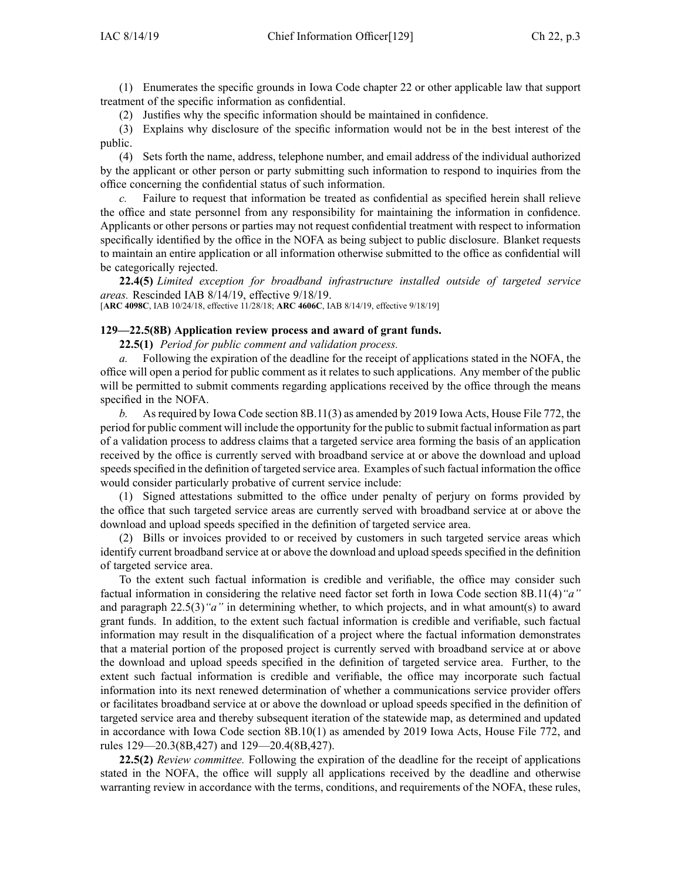(1) Enumerates the specific grounds in Iowa Code chapter 22 or other applicable law that support treatment of the specific information as confidential.

(2) Justifies why the specific information should be maintained in confidence.

(3) Explains why disclosure of the specific information would not be in the best interest of the public.

(4) Sets forth the name, address, telephone number, and email address of the individual authorized by the applicant or other person or party submitting such information to respond to inquiries from the office concerning the confidential status of such information.

*c.* Failure to request that information be treated as confidential as specified herein shall relieve the office and state personnel from any responsibility for maintaining the information in confidence. Applicants or other persons or parties may not request confidential treatment with respect to information specifically identified by the office in the NOFA as being subject to public disclosure. Blanket requests to maintain an entire application or all information otherwise submitted to the office as confidential will be categorically rejected.

**22.4(5)** *Limited exception for broadband infrastructure installed outside of targeted service areas.* Rescinded IAB 8/14/19, effective 9/18/19.

[**ARC 4098C**, IAB 10/24/18, effective 11/28/18; **ARC 4606C**, IAB 8/14/19, effective 9/18/19]

**129—22.5(8B) Application review process and award of grant funds.**

**22.5(1)** *Period for public comment and validation process.*

*a.* Following the expiration of the deadline for the receipt of applications stated in the NOFA, the office will open a period for public comment as it relates to such applications. Any member of the public will be permitted to submit comments regarding applications received by the office through the means specified in the NOFA.

*b.* As required by Iowa Code section 8B.11(3) as amended by 2019 Iowa Acts, House File 772, the period for public comment will include the opportunity for the public to submit factual information as part of a validation process to address claims that a targeted service area forming the basis of an application received by the office is currently served with broadband service at or above the download and upload speeds specified in the definition of targeted service area. Examples of such factual information the office would consider particularly probative of current service include:

(1) Signed attestations submitted to the office under penalty of perjury on forms provided by the office that such targeted service areas are currently served with broadband service at or above the download and upload speeds specified in the definition of targeted service area.

(2) Bills or invoices provided to or received by customers in such targeted service areas which identify current broadband service at or above the download and upload speeds specified in the definition of targeted service area.

To the extent such factual information is credible and verifiable, the office may consider such factual information in considering the relative need factor set forth in Iowa Code section 8B.11(4)*"a"* and paragraph 22.5(3)*"a"* in determining whether, to which projects, and in what amount(s) to award grant funds. In addition, to the extent such factual information is credible and verifiable, such factual information may result in the disqualification of a project where the factual information demonstrates that a material portion of the proposed project is currently served with broadband service at or above the download and upload speeds specified in the definition of targeted service area. Further, to the extent such factual information is credible and verifiable, the office may incorporate such factual information into its next renewed determination of whether a communications service provider offers or facilitates broadband service at or above the download or upload speeds specified in the definition of targeted service area and thereby subsequent iteration of the statewide map, as determined and updated in accordance with Iowa Code section 8B.10(1) as amended by 2019 Iowa Acts, House File 772, and rules 129—20.3(8B,427) and 129—20.4(8B,427).

**22.5(2)** *Review committee.* Following the expiration of the deadline for the receipt of applications stated in the NOFA, the office will supply all applications received by the deadline and otherwise warranting review in accordance with the terms, conditions, and requirements of the NOFA, these rules,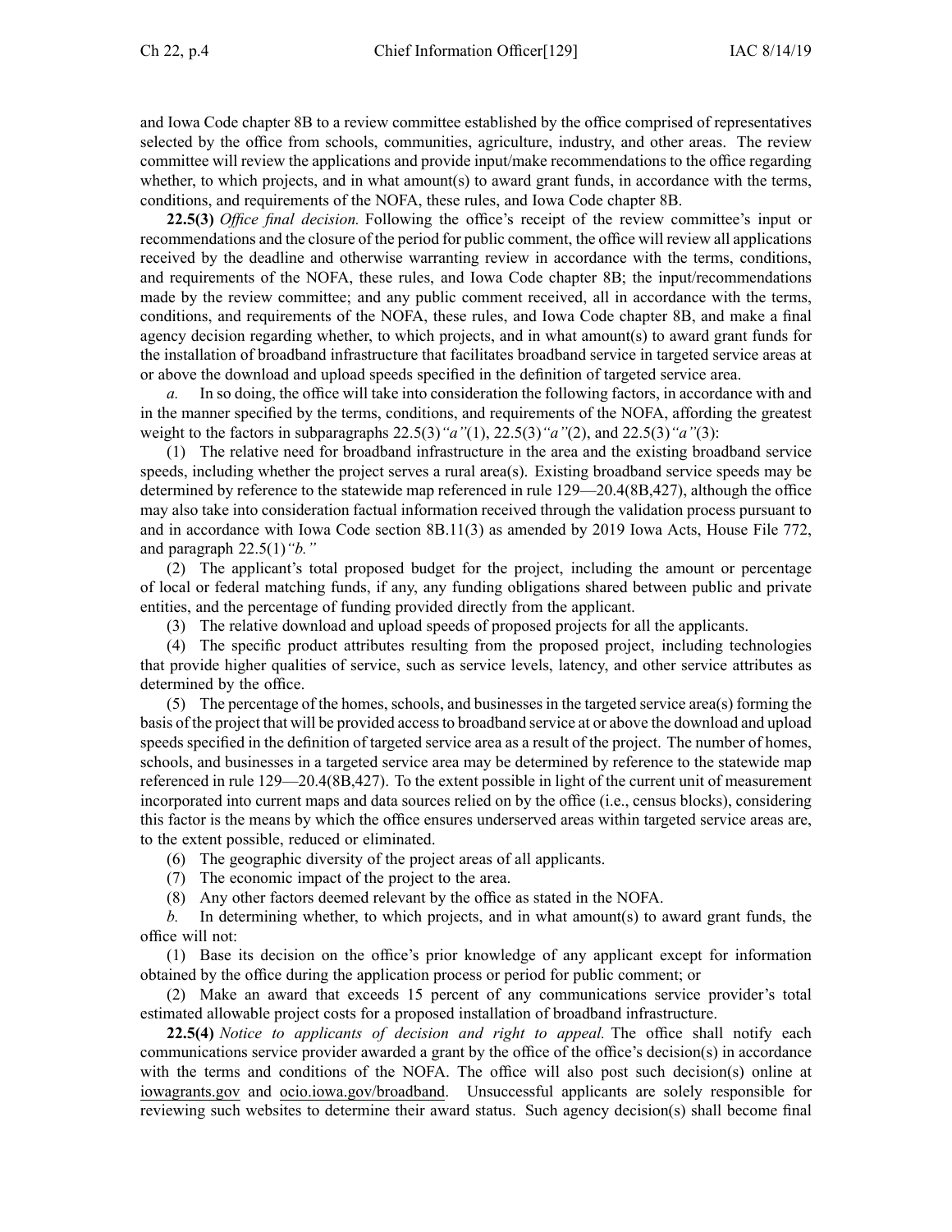and Iowa Code chapter 8B to a review committee established by the office comprised of representatives selected by the office from schools, communities, agriculture, industry, and other areas. The review committee will review the applications and provide input/make recommendations to the office regarding whether, to which projects, and in what amount(s) to award grant funds, in accordance with the terms, conditions, and requirements of the NOFA, these rules, and Iowa Code chapter 8B.

**22.5(3)** *Office final decision.* Following the office's receipt of the review committee's input or recommendations and the closure of the period for public comment, the office will review all applications received by the deadline and otherwise warranting review in accordance with the terms, conditions, and requirements of the NOFA, these rules, and Iowa Code chapter 8B; the input/recommendations made by the review committee; and any public comment received, all in accordance with the terms, conditions, and requirements of the NOFA, these rules, and Iowa Code chapter 8B, and make a final agency decision regarding whether, to which projects, and in what amount(s) to award grant funds for the installation of broadband infrastructure that facilitates broadband service in targeted service areas at or above the download and upload speeds specified in the definition of targeted service area.

*a.* In so doing, the office will take into consideration the following factors, in accordance with and in the manner specified by the terms, conditions, and requirements of the NOFA, affording the greatest weight to the factors in subparagraphs 22.5(3)*"a"*(1), 22.5(3)*"a"*(2), and 22.5(3)*"a"*(3):

(1) The relative need for broadband infrastructure in the area and the existing broadband service speeds, including whether the project serves a rural area(s). Existing broadband service speeds may be determined by reference to the statewide map referenced in rule 129—20.4(8B,427), although the office may also take into consideration factual information received through the validation process pursuant to and in accordance with Iowa Code section 8B.11(3) as amended by 2019 Iowa Acts, House File 772, and paragraph 22.5(1)*"b."*

(2) The applicant's total proposed budget for the project, including the amount or percentage of local or federal matching funds, if any, any funding obligations shared between public and private entities, and the percentage of funding provided directly from the applicant.

(3) The relative download and upload speeds of proposed projects for all the applicants.

(4) The specific product attributes resulting from the proposed project, including technologies that provide higher qualities of service, such as service levels, latency, and other service attributes as determined by the office.

(5) The percentage of the homes, schools, and businesses in the targeted service area(s) forming the basis of the project that will be provided access to broadband service at or above the download and upload speeds specified in the definition of targeted service area as a result of the project. The number of homes, schools, and businesses in a targeted service area may be determined by reference to the statewide map referenced in rule 129—20.4(8B,427). To the extent possible in light of the current unit of measurement incorporated into current maps and data sources relied on by the office (i.e., census blocks), considering this factor is the means by which the office ensures underserved areas within targeted service areas are, to the extent possible, reduced or eliminated.

(6) The geographic diversity of the project areas of all applicants.

(7) The economic impact of the project to the area.

(8) Any other factors deemed relevant by the office as stated in the NOFA.

*b.* In determining whether, to which projects, and in what amount(s) to award grant funds, the office will not:

(1) Base its decision on the office's prior knowledge of any applicant except for information obtained by the office during the application process or period for public comment; or

(2) Make an award that exceeds 15 percent of any communications service provider's total estimated allowable project costs for a proposed installation of broadband infrastructure.

**22.5(4)** *Notice to applicants of decision and right to appeal.* The office shall notify each communications service provider awarded a grant by the office of the office's decision(s) in accordance with the terms and conditions of the NOFA. The office will also post such decision(s) online at iowagrants.gov and ocio.iowa.gov/broadband. Unsuccessful applicants are solely responsible for reviewing such websites to determine their award status. Such agency decision(s) shall become final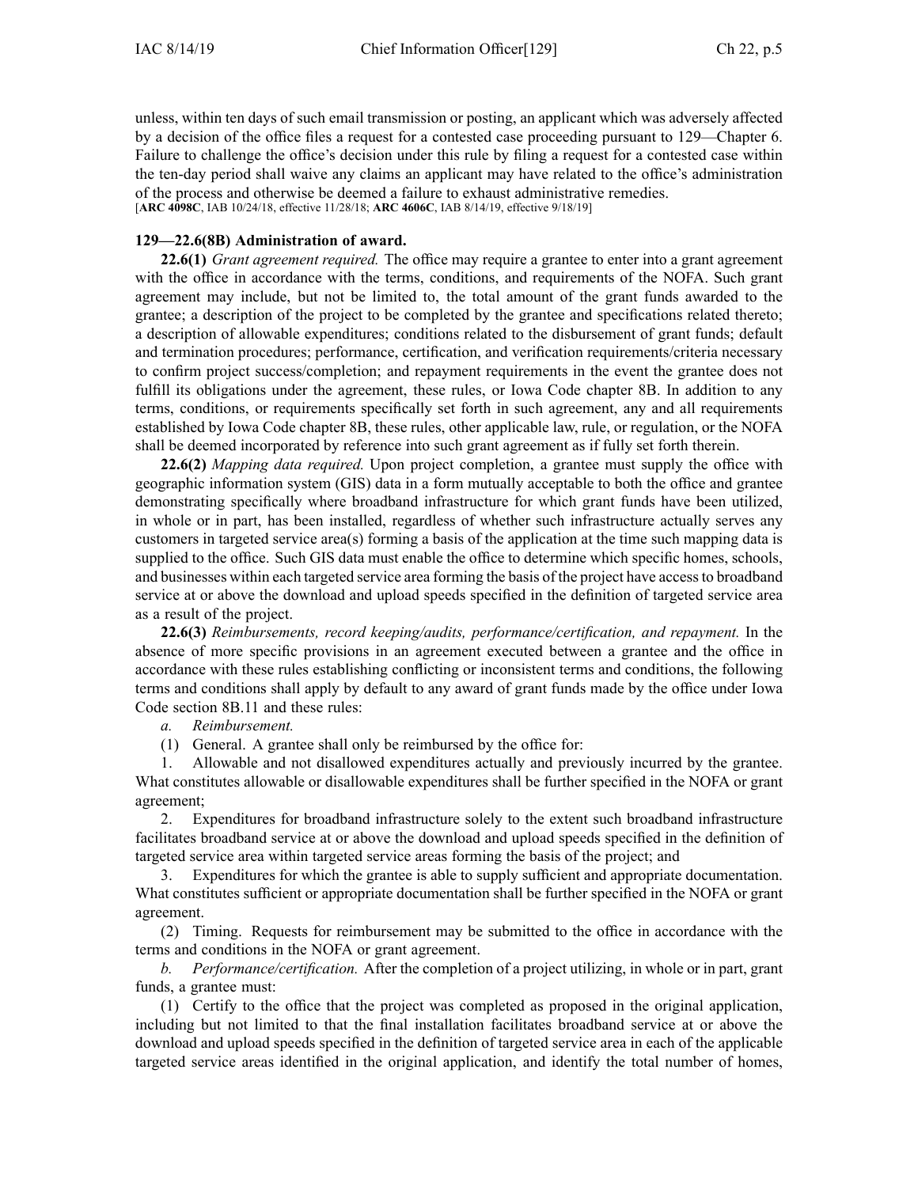unless, within ten days of such email transmission or posting, an applicant which was adversely affected by a decision of the office files a request for a contested case proceeding pursuant to 129—Chapter 6. Failure to challenge the office's decision under this rule by filing a request for a contested case within the ten-day period shall waive any claims an applicant may have related to the office's administration of the process and otherwise be deemed a failure to exhaust administrative remedies.
[**ARC 4098C**, IAB 10/24/18, effective 11/28/18; **ARC 4606C**, IAB 8/14/19, effective 9/18/19]

**129—22.6(8B) Administration of award.**

**22.6(1)** *Grant agreement required.* The office may require a grantee to enter into a grant agreement with the office in accordance with the terms, conditions, and requirements of the NOFA. Such grant agreement may include, but not be limited to, the total amount of the grant funds awarded to the grantee; a description of the project to be completed by the grantee and specifications related thereto; a description of allowable expenditures; conditions related to the disbursement of grant funds; default and termination procedures; performance, certification, and verification requirements/criteria necessary to confirm project success/completion; and repayment requirements in the event the grantee does not fulfill its obligations under the agreement, these rules, or Iowa Code chapter 8B. In addition to any terms, conditions, or requirements specifically set forth in such agreement, any and all requirements established by Iowa Code chapter 8B, these rules, other applicable law, rule, or regulation, or the NOFA shall be deemed incorporated by reference into such grant agreement as if fully set forth therein.

**22.6(2)** *Mapping data required.* Upon project completion, a grantee must supply the office with geographic information system (GIS) data in a form mutually acceptable to both the office and grantee demonstrating specifically where broadband infrastructure for which grant funds have been utilized, in whole or in part, has been installed, regardless of whether such infrastructure actually serves any customers in targeted service area(s) forming a basis of the application at the time such mapping data is supplied to the office. Such GIS data must enable the office to determine which specific homes, schools, and businesses within each targeted service area forming the basis of the project have access to broadband service at or above the download and upload speeds specified in the definition of targeted service area as a result of the project.

**22.6(3)** *Reimbursements, record keeping/audits, performance/certification, and repayment.* In the absence of more specific provisions in an agreement executed between a grantee and the office in accordance with these rules establishing conflicting or inconsistent terms and conditions, the following terms and conditions shall apply by default to any award of grant funds made by the office under Iowa Code section 8B.11 and these rules:

*a. Reimbursement.*

(1) General. A grantee shall only be reimbursed by the office for:

1. Allowable and not disallowed expenditures actually and previously incurred by the grantee. What constitutes allowable or disallowable expenditures shall be further specified in the NOFA or grant agreement;

2. Expenditures for broadband infrastructure solely to the extent such broadband infrastructure facilitates broadband service at or above the download and upload speeds specified in the definition of targeted service area within targeted service areas forming the basis of the project; and

3. Expenditures for which the grantee is able to supply sufficient and appropriate documentation. What constitutes sufficient or appropriate documentation shall be further specified in the NOFA or grant agreement.

(2) Timing. Requests for reimbursement may be submitted to the office in accordance with the terms and conditions in the NOFA or grant agreement.

*b. Performance/certification.* After the completion of a project utilizing, in whole or in part, grant funds, a grantee must:

(1) Certify to the office that the project was completed as proposed in the original application, including but not limited to that the final installation facilitates broadband service at or above the download and upload speeds specified in the definition of targeted service area in each of the applicable targeted service areas identified in the original application, and identify the total number of homes,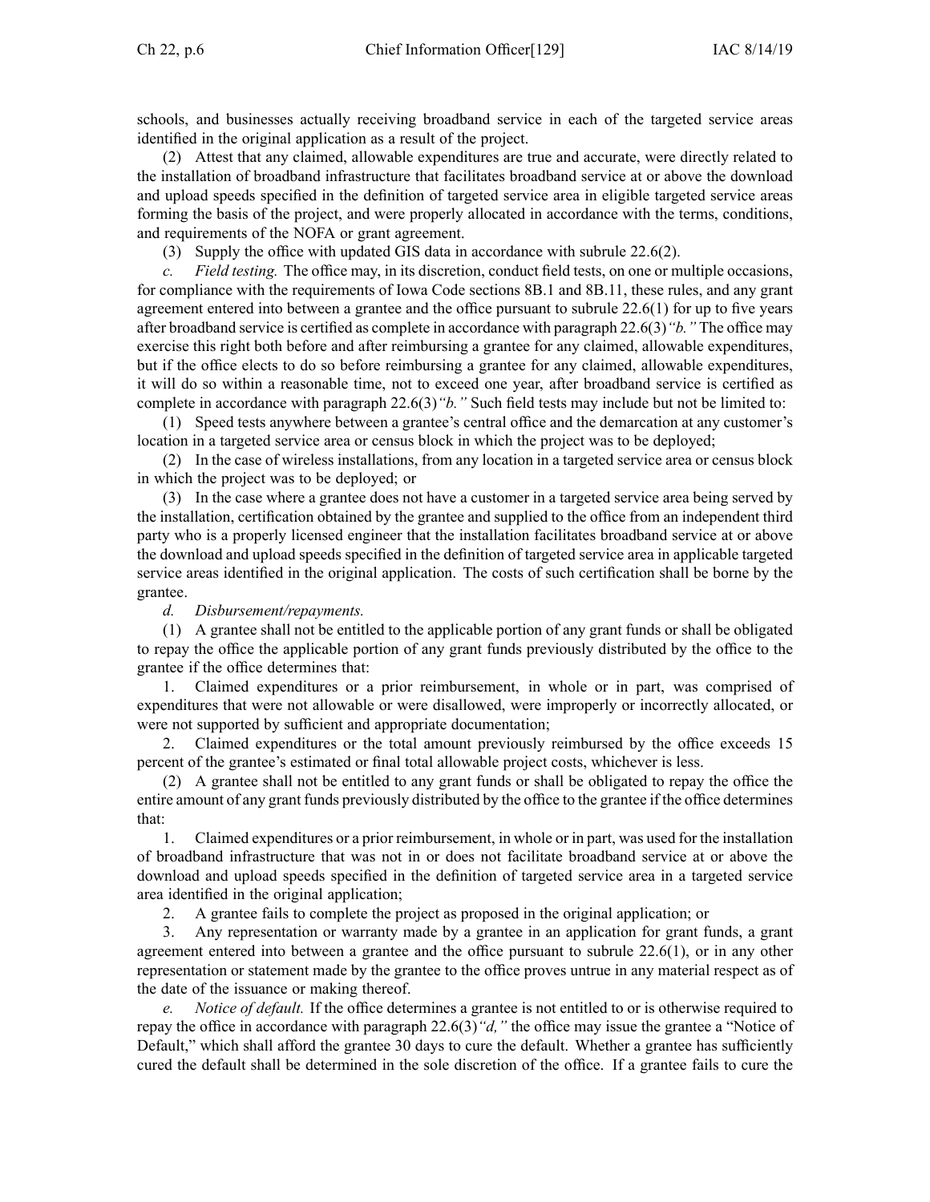schools, and businesses actually receiving broadband service in each of the targeted service areas identified in the original application as a result of the project.

(2) Attest that any claimed, allowable expenditures are true and accurate, were directly related to the installation of broadband infrastructure that facilitates broadband service at or above the download and upload speeds specified in the definition of targeted service area in eligible targeted service areas forming the basis of the project, and were properly allocated in accordance with the terms, conditions, and requirements of the NOFA or grant agreement.

(3) Supply the office with updated GIS data in accordance with subrule 22.6(2).

*c. Field testing.* The office may, in its discretion, conduct field tests, on one or multiple occasions, for compliance with the requirements of Iowa Code sections 8B.1 and 8B.11, these rules, and any grant agreement entered into between a grantee and the office pursuant to subrule 22.6(1) for up to five years after broadband service is certified as complete in accordance with paragraph 22.6(3)*"b."* The office may exercise this right both before and after reimbursing a grantee for any claimed, allowable expenditures, but if the office elects to do so before reimbursing a grantee for any claimed, allowable expenditures, it will do so within a reasonable time, not to exceed one year, after broadband service is certified as complete in accordance with paragraph 22.6(3)*"b."* Such field tests may include but not be limited to:

(1) Speed tests anywhere between a grantee's central office and the demarcation at any customer's location in a targeted service area or census block in which the project was to be deployed;

(2) In the case of wireless installations, from any location in a targeted service area or census block in which the project was to be deployed; or

(3) In the case where a grantee does not have a customer in a targeted service area being served by the installation, certification obtained by the grantee and supplied to the office from an independent third party who is a properly licensed engineer that the installation facilitates broadband service at or above the download and upload speeds specified in the definition of targeted service area in applicable targeted service areas identified in the original application. The costs of such certification shall be borne by the grantee.

*d. Disbursement/repayments.*

(1) A grantee shall not be entitled to the applicable portion of any grant funds or shall be obligated to repay the office the applicable portion of any grant funds previously distributed by the office to the grantee if the office determines that:

1. Claimed expenditures or a prior reimbursement, in whole or in part, was comprised of expenditures that were not allowable or were disallowed, were improperly or incorrectly allocated, or were not supported by sufficient and appropriate documentation;

2. Claimed expenditures or the total amount previously reimbursed by the office exceeds 15 percent of the grantee's estimated or final total allowable project costs, whichever is less.

(2) A grantee shall not be entitled to any grant funds or shall be obligated to repay the office the entire amount of any grant funds previously distributed by the office to the grantee if the office determines that:

1. Claimed expenditures or a prior reimbursement, in whole or in part, was used for the installation of broadband infrastructure that was not in or does not facilitate broadband service at or above the download and upload speeds specified in the definition of targeted service area in a targeted service area identified in the original application;

2. A grantee fails to complete the project as proposed in the original application; or

3. Any representation or warranty made by a grantee in an application for grant funds, a grant agreement entered into between a grantee and the office pursuant to subrule 22.6(1), or in any other representation or statement made by the grantee to the office proves untrue in any material respect as of the date of the issuance or making thereof.

*e. Notice of default.* If the office determines a grantee is not entitled to or is otherwise required to repay the office in accordance with paragraph 22.6(3)*"d,"* the office may issue the grantee a "Notice of Default," which shall afford the grantee 30 days to cure the default. Whether a grantee has sufficiently cured the default shall be determined in the sole discretion of the office. If a grantee fails to cure the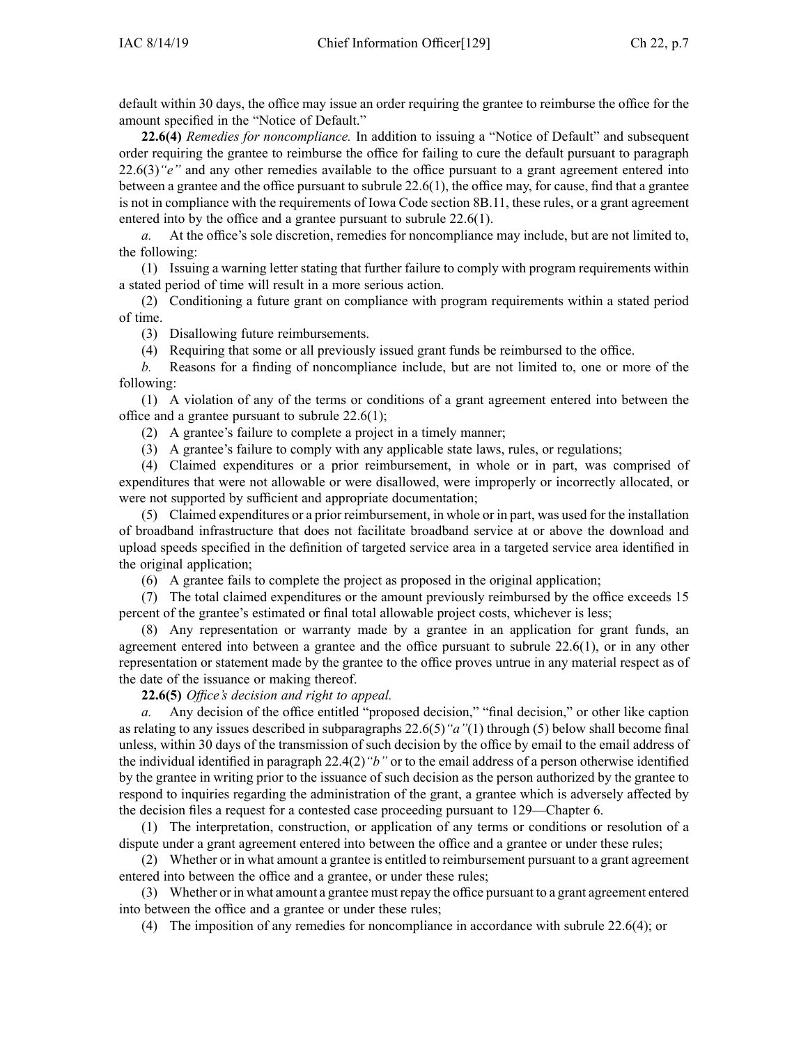default within 30 days, the office may issue an order requiring the grantee to reimburse the office for the amount specified in the "Notice of Default."

**22.6(4)** *Remedies for noncompliance.* In addition to issuing a "Notice of Default" and subsequent order requiring the grantee to reimburse the office for failing to cure the default pursuant to paragraph 22.6(3)*"e"* and any other remedies available to the office pursuant to a grant agreement entered into between a grantee and the office pursuant to subrule 22.6(1), the office may, for cause, find that a grantee is not in compliance with the requirements of Iowa Code section 8B.11, these rules, or a grant agreement entered into by the office and a grantee pursuant to subrule 22.6(1).

*a.* At the office's sole discretion, remedies for noncompliance may include, but are not limited to, the following:

(1) Issuing a warning letter stating that further failure to comply with program requirements within a stated period of time will result in a more serious action.

(2) Conditioning a future grant on compliance with program requirements within a stated period of time.

(3) Disallowing future reimbursements.

(4) Requiring that some or all previously issued grant funds be reimbursed to the office.

*b.* Reasons for a finding of noncompliance include, but are not limited to, one or more of the following:

(1) A violation of any of the terms or conditions of a grant agreement entered into between the office and a grantee pursuant to subrule 22.6(1);

(2) A grantee's failure to complete a project in a timely manner;

(3) A grantee's failure to comply with any applicable state laws, rules, or regulations;

(4) Claimed expenditures or a prior reimbursement, in whole or in part, was comprised of expenditures that were not allowable or were disallowed, were improperly or incorrectly allocated, or were not supported by sufficient and appropriate documentation;

(5) Claimed expenditures or a prior reimbursement, in whole or in part, was used for the installation of broadband infrastructure that does not facilitate broadband service at or above the download and upload speeds specified in the definition of targeted service area in a targeted service area identified in the original application;

(6) A grantee fails to complete the project as proposed in the original application;

(7) The total claimed expenditures or the amount previously reimbursed by the office exceeds 15 percent of the grantee's estimated or final total allowable project costs, whichever is less;

(8) Any representation or warranty made by a grantee in an application for grant funds, an agreement entered into between a grantee and the office pursuant to subrule 22.6(1), or in any other representation or statement made by the grantee to the office proves untrue in any material respect as of the date of the issuance or making thereof.

**22.6(5)** *Office's decision and right to appeal.*

*a.* Any decision of the office entitled "proposed decision," "final decision," or other like caption as relating to any issues described in subparagraphs 22.6(5)*"a"*(1) through (5) below shall become final unless, within 30 days of the transmission of such decision by the office by email to the email address of the individual identified in paragraph 22.4(2)*"b"* or to the email address of a person otherwise identified by the grantee in writing prior to the issuance of such decision as the person authorized by the grantee to respond to inquiries regarding the administration of the grant, a grantee which is adversely affected by the decision files a request for a contested case proceeding pursuant to 129—Chapter 6.

(1) The interpretation, construction, or application of any terms or conditions or resolution of a dispute under a grant agreement entered into between the office and a grantee or under these rules;

(2) Whether or in what amount a grantee is entitled to reimbursement pursuant to a grant agreement entered into between the office and a grantee, or under these rules;

(3) Whether or in what amount a grantee must repay the office pursuant to a grant agreement entered into between the office and a grantee or under these rules;

(4) The imposition of any remedies for noncompliance in accordance with subrule 22.6(4); or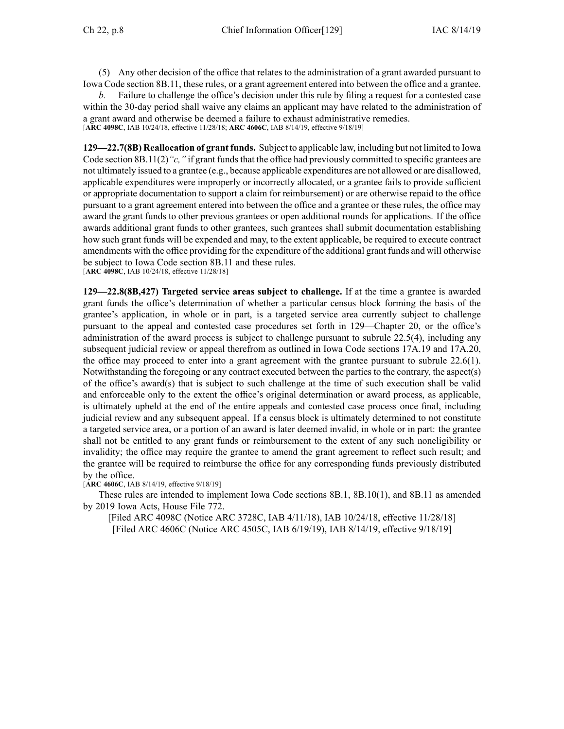(5) Any other decision of the office that relates to the administration of a grant awarded pursuant to Iowa Code section 8B.11, these rules, or a grant agreement entered into between the office and a grantee.

*b.* Failure to challenge the office's decision under this rule by filing a request for a contested case within the 30-day period shall waive any claims an applicant may have related to the administration of a grant award and otherwise be deemed a failure to exhaust administrative remedies.

[**ARC 4098C**, IAB 10/24/18, effective 11/28/18; **ARC 4606C**, IAB 8/14/19, effective 9/18/19]

**129—22.7(8B) Reallocation of grant funds.** Subject to applicable law, including but not limited to Iowa Code section 8B.11(2)*"c,"* if grant funds that the office had previously committed to specific grantees are not ultimately issued to a grantee (e.g., because applicable expenditures are not allowed or are disallowed, applicable expenditures were improperly or incorrectly allocated, or a grantee fails to provide sufficient or appropriate documentation to support a claim for reimbursement) or are otherwise repaid to the office pursuant to a grant agreement entered into between the office and a grantee or these rules, the office may award the grant funds to other previous grantees or open additional rounds for applications. If the office awards additional grant funds to other grantees, such grantees shall submit documentation establishing how such grant funds will be expended and may, to the extent applicable, be required to execute contract amendments with the office providing for the expenditure of the additional grant funds and will otherwise be subject to Iowa Code section 8B.11 and these rules.

[**ARC 4098C**, IAB 10/24/18, effective 11/28/18]

**129—22.8(8B,427) Targeted service areas subject to challenge.** If at the time a grantee is awarded grant funds the office's determination of whether a particular census block forming the basis of the grantee's application, in whole or in part, is a targeted service area currently subject to challenge pursuant to the appeal and contested case procedures set forth in 129—Chapter 20, or the office's administration of the award process is subject to challenge pursuant to subrule 22.5(4), including any subsequent judicial review or appeal therefrom as outlined in Iowa Code sections 17A.19 and 17A.20, the office may proceed to enter into a grant agreement with the grantee pursuant to subrule 22.6(1). Notwithstanding the foregoing or any contract executed between the parties to the contrary, the aspect(s) of the office's award(s) that is subject to such challenge at the time of such execution shall be valid and enforceable only to the extent the office's original determination or award process, as applicable, is ultimately upheld at the end of the entire appeals and contested case process once final, including judicial review and any subsequent appeal. If a census block is ultimately determined to not constitute a targeted service area, or a portion of an award is later deemed invalid, in whole or in part: the grantee shall not be entitled to any grant funds or reimbursement to the extent of any such noneligibility or invalidity; the office may require the grantee to amend the grant agreement to reflect such result; and the grantee will be required to reimburse the office for any corresponding funds previously distributed by the office.

[**ARC 4606C**, IAB 8/14/19, effective 9/18/19]

These rules are intended to implement Iowa Code sections 8B.1, 8B.10(1), and 8B.11 as amended by 2019 Iowa Acts, House File 772.

[Filed ARC 4098C (Notice ARC 3728C, IAB 4/11/18), IAB 10/24/18, effective 11/28/18]

[Filed ARC 4606C (Notice ARC 4505C, IAB 6/19/19), IAB 8/14/19, effective 9/18/19]